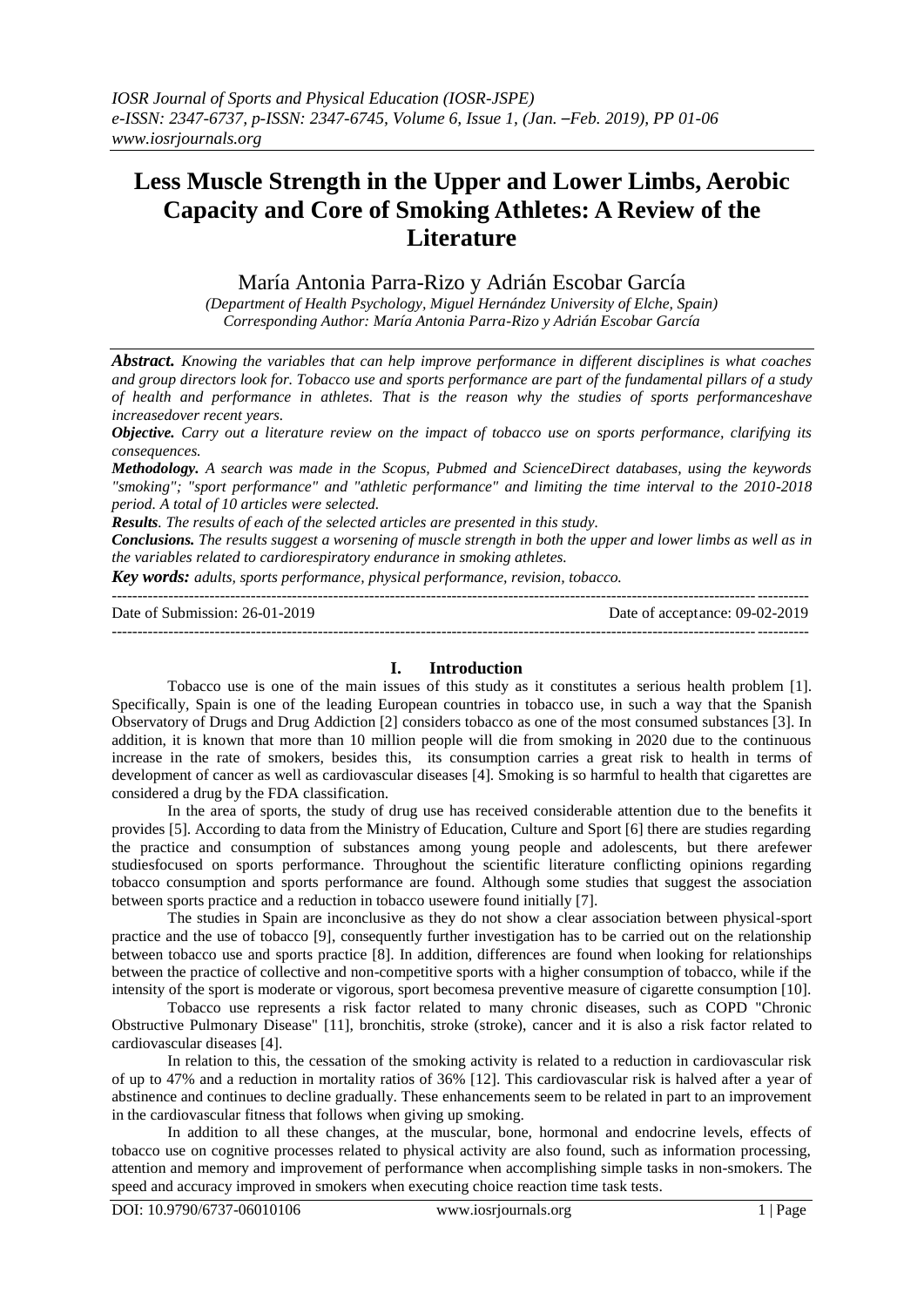# Less Muscle Strength in the Upper and Lower Limbs, Aerobic Capacity and Core of Smoking Athletes: A Review of the Literature

María Antonia Parra-Rizo y Adrián Escobar García

*(Department of Health Psychology, Miguel Hernández University of Elche, Spain)*
*Corresponding Author: María Antonia Parra-Rizo y Adrián Escobar García*

***Abstract.*** *Knowing the variables that can help improve performance in different disciplines is what coaches and group directors look for. Tobacco use and sports performance are part of the fundamental pillars of a study of health and performance in athletes. That is the reason why the studies of sports performancehave increasedover recent years.*

***Objective.*** *Carry out a literature review on the impact of tobacco use on sports performance, clarifying its consequences.*

***Methodology.*** *A search was made in the Scopus, Pubmed and ScienceDirect databases, using the keywords "smoking"; "sport performance" and "athletic performance" and limiting the time interval to the 2010-2018 period. A total of 10 articles were selected.*

***Results****. The results of each of the selected articles are presented in this study.*

***Conclusions.*** *The results suggest a worsening of muscle strength in both the upper and lower limbs as well as in the variables related to cardiorespiratory endurance in smoking athletes.*

***Key words:*** *adults, sports performance, physical performance, revision, tobacco.*

---

Date of Submission: 26-01-2019 Date of acceptance: 09-02-2019

---

## I. Introduction

Tobacco use is one of the main issues of this study as it constitutes a serious health problem [1]. Specifically, Spain is one of the leading European countries in tobacco use, in such a way that the Spanish Observatory of Drugs and Drug Addiction [2] considers tobacco as one of the most consumed substances [3]. In addition, it is known that more than 10 million people will die from smoking in 2020 due to the continuous increase in the rate of smokers, besides this, its consumption carries a great risk to health in terms of development of cancer as well as cardiovascular diseases [4]. Smoking is so harmful to health that cigarettes are considered a drug by the FDA classification.

In the area of sports, the study of drug use has received considerable attention due to the benefits it provides [5]. According to data from the Ministry of Education, Culture and Sport [6] there are studies regarding the practice and consumption of substances among young people and adolescents, but there arefewer studiesfocused on sports performance. Throughout the scientific literature conflicting opinions regarding tobacco consumption and sports performance are found. Although some studies that suggest the association between sports practice and a reduction in tobacco usewere found initially [7].

The studies in Spain are inconclusive as they do not show a clear association between physical-sport practice and the use of tobacco [9], consequently further investigation has to be carried out on the relationship between tobacco use and sports practice [8]. In addition, differences are found when looking for relationships between the practice of collective and non-competitive sports with a higher consumption of tobacco, while if the intensity of the sport is moderate or vigorous, sport becomesa preventive measure of cigarette consumption [10].

Tobacco use represents a risk factor related to many chronic diseases, such as COPD "Chronic Obstructive Pulmonary Disease" [11], bronchitis, stroke (stroke), cancer and it is also a risk factor related to cardiovascular diseases [4].

In relation to this, the cessation of the smoking activity is related to a reduction in cardiovascular risk of up to 47% and a reduction in mortality ratios of 36% [12]. This cardiovascular risk is halved after a year of abstinence and continues to decline gradually. These enhancements seem to be related in part to an improvement in the cardiovascular fitness that follows when giving up smoking.

In addition to all these changes, at the muscular, bone, hormonal and endocrine levels, effects of tobacco use on cognitive processes related to physical activity are also found, such as information processing, attention and memory and improvement of performance when accomplishing simple tasks in non-smokers. The speed and accuracy improved in smokers when executing choice reaction time task tests.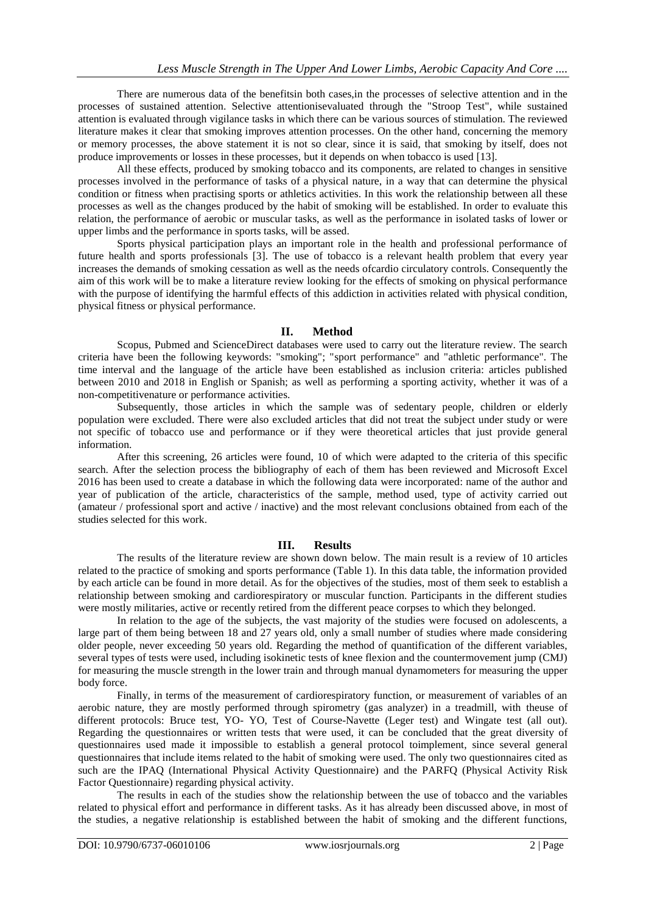There are numerous data of the benefitsin both cases,in the processes of selective attention and in the processes of sustained attention. Selective attentionisevaluated through the "Stroop Test", while sustained attention is evaluated through vigilance tasks in which there can be various sources of stimulation. The reviewed literature makes it clear that smoking improves attention processes. On the other hand, concerning the memory or memory processes, the above statement it is not so clear, since it is said, that smoking by itself, does not produce improvements or losses in these processes, but it depends on when tobacco is used [13].

All these effects, produced by smoking tobacco and its components, are related to changes in sensitive processes involved in the performance of tasks of a physical nature, in a way that can determine the physical condition or fitness when practising sports or athletics activities. In this work the relationship between all these processes as well as the changes produced by the habit of smoking will be established. In order to evaluate this relation, the performance of aerobic or muscular tasks, as well as the performance in isolated tasks of lower or upper limbs and the performance in sports tasks, will be assed.

Sports physical participation plays an important role in the health and professional performance of future health and sports professionals [3]. The use of tobacco is a relevant health problem that every year increases the demands of smoking cessation as well as the needs ofcardio circulatory controls. Consequently the aim of this work will be to make a literature review looking for the effects of smoking on physical performance with the purpose of identifying the harmful effects of this addiction in activities related with physical condition, physical fitness or physical performance.

## II. Method

Scopus, Pubmed and ScienceDirect databases were used to carry out the literature review. The search criteria have been the following keywords: "smoking"; "sport performance" and "athletic performance". The time interval and the language of the article have been established as inclusion criteria: articles published between 2010 and 2018 in English or Spanish; as well as performing a sporting activity, whether it was of a non-competitivenature or performance activities.

Subsequently, those articles in which the sample was of sedentary people, children or elderly population were excluded. There were also excluded articles that did not treat the subject under study or were not specific of tobacco use and performance or if they were theoretical articles that just provide general information.

After this screening, 26 articles were found, 10 of which were adapted to the criteria of this specific search. After the selection process the bibliography of each of them has been reviewed and Microsoft Excel 2016 has been used to create a database in which the following data were incorporated: name of the author and year of publication of the article, characteristics of the sample, method used, type of activity carried out (amateur / professional sport and active / inactive) and the most relevant conclusions obtained from each of the studies selected for this work.

## III. Results

The results of the literature review are shown down below. The main result is a review of 10 articles related to the practice of smoking and sports performance (Table 1). In this data table, the information provided by each article can be found in more detail. As for the objectives of the studies, most of them seek to establish a relationship between smoking and cardiorespiratory or muscular function. Participants in the different studies were mostly militaries, active or recently retired from the different peace corpses to which they belonged.

In relation to the age of the subjects, the vast majority of the studies were focused on adolescents, a large part of them being between 18 and 27 years old, only a small number of studies where made considering older people, never exceeding 50 years old. Regarding the method of quantification of the different variables, several types of tests were used, including isokinetic tests of knee flexion and the countermovement jump (CMJ) for measuring the muscle strength in the lower train and through manual dynamometers for measuring the upper body force.

Finally, in terms of the measurement of cardiorespiratory function, or measurement of variables of an aerobic nature, they are mostly performed through spirometry (gas analyzer) in a treadmill, with theuse of different protocols: Bruce test, YO- YO, Test of Course-Navette (Leger test) and Wingate test (all out). Regarding the questionnaires or written tests that were used, it can be concluded that the great diversity of questionnaires used made it impossible to establish a general protocol toimplement, since several general questionnaires that include items related to the habit of smoking were used. The only two questionnaires cited as such are the IPAQ (International Physical Activity Questionnaire) and the PARFQ (Physical Activity Risk Factor Questionnaire) regarding physical activity.

The results in each of the studies show the relationship between the use of tobacco and the variables related to physical effort and performance in different tasks. As it has already been discussed above, in most of the studies, a negative relationship is established between the habit of smoking and the different functions,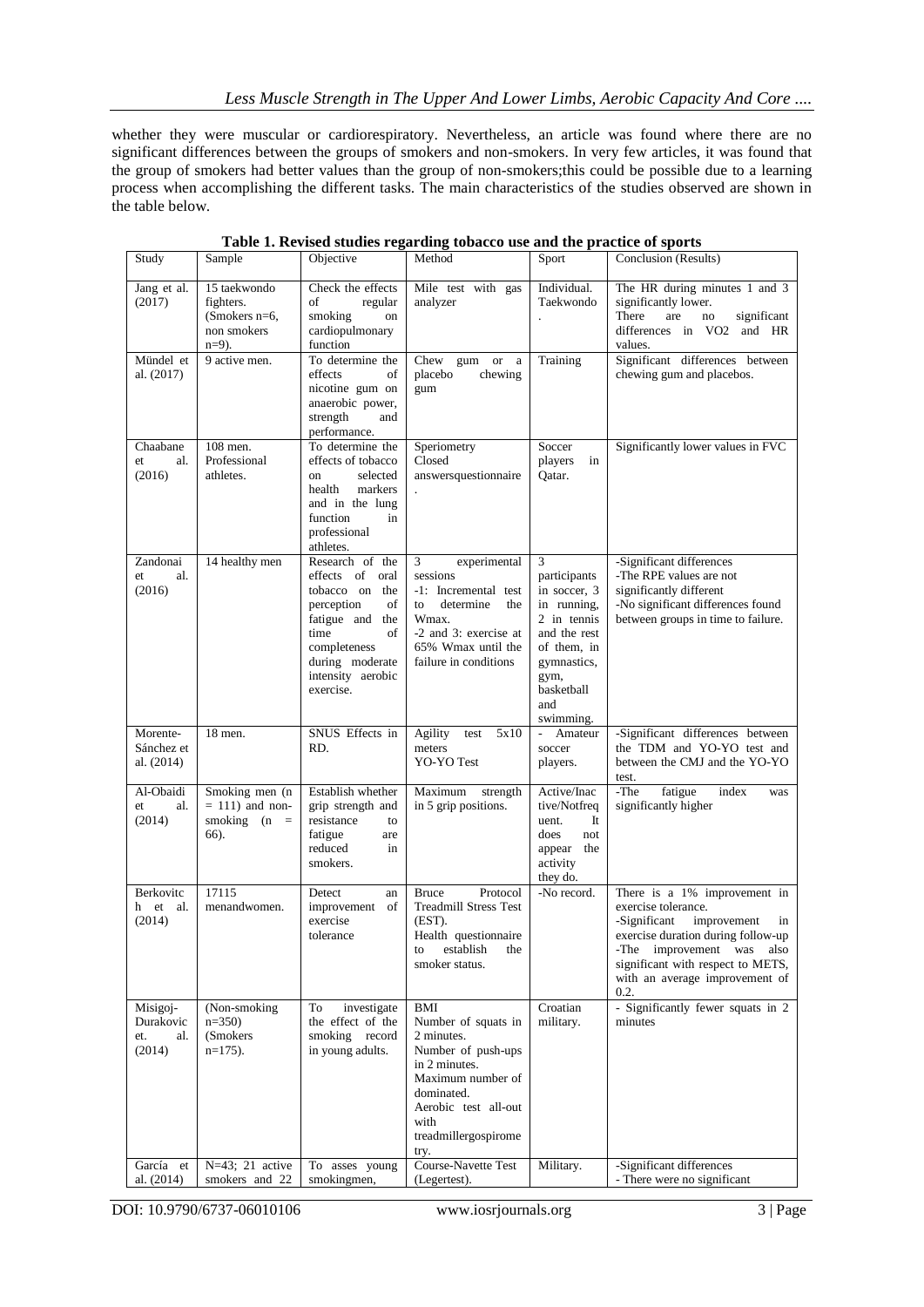whether they were muscular or cardiorespiratory. Nevertheless, an article was found where there are no significant differences between the groups of smokers and non-smokers. In very few articles, it was found that the group of smokers had better values than the group of non-smokers;this could be possible due to a learning process when accomplishing the different tasks. The main characteristics of the studies observed are shown in the table below.

**Table 1. Revised studies regarding tobacco use and the practice of sports**

| Study | Sample | Objective | Method | Sport | Conclusion (Results) |
|---|---|---|---|---|---|
| Jang et al. (2017) | 15 taekwondo fighters. (Smokers n=6, non smokers n=9). | Check the effects of regular smoking on cardiopulmonary function | Mile test with gas analyzer | Individual. Taekwondo . | The HR during minutes 1 and 3 significantly lower. There are no significant differences in VO2 and HR values. |
| Mündel et al. (2017) | 9 active men. | To determine the effects of nicotine gum on anaerobic power, strength and performance. | Chew gum or a placebo chewing gum | Training | Significant differences between chewing gum and placebos. |
| Chaabane et al. (2016) | 108 men. Professional athletes. | To determine the effects of tobacco on selected health markers and in the lung function in professional athletes. | Speriometry Closed answersquestionnaire . | Soccer players in Qatar. | Significantly lower values in FVC |
| Zandonai et al. (2016) | 14 healthy men | Research of the effects of oral tobacco on the perception of fatigue and the time of completeness during moderate intensity aerobic exercise. | 3 experimental sessions -1: Incremental test to determine the Wmax. -2 and 3: exercise at 65% Wmax until the failure in conditions | 3 participants in soccer, 3 in running, 2 in tennis and the rest of them, in gymnastics, gym, basketball and swimming. | -Significant differences -The RPE values are not significantly different -No significant differences found between groups in time to failure. |
| Morente-Sánchez et al. (2014) | 18 men. | SNUS Effects in RD. | Agility test 5x10 meters YO-YO Test | - Amateur soccer players. | -Significant differences between the TDM and YO-YO test and between the CMJ and the YO-YO test. |
| Al-Obaidi et al. (2014) | Smoking men (n = 111) and non-smoking (n = 66). | Establish whether grip strength and resistance to fatigue are reduced in smokers. | Maximum strength in 5 grip positions. | Active/Inactive/Notfrequent. It does not appear the activity they do. | -The fatigue index was significantly higher |
| Berkovitch et al. (2014) | 17115 menandwomen. | Detect an improvement of exercise tolerance | Bruce Protocol Treadmill Stress Test (EST). Health questionnaire to establish the smoker status. | -No record. | There is a 1% improvement in exercise tolerance. -Significant improvement in exercise duration during follow-up -The improvement was also significant with respect to METS, with an average improvement of 0.2. |
| Misigoj-Durakovic et. al. (2014) | (Non-smoking n=350) (Smokers n=175). | To investigate the effect of the smoking record in young adults. | BMI Number of squats in 2 minutes. Number of push-ups in 2 minutes. Maximum number of dominated. Aerobic test all-out with treadmillergospirometry. | Croatian military. | - Significantly fewer squats in 2 minutes |
| García et al. (2014) | N=43; 21 active smokers and 22 | To asses young smokingmen, | Course-Navette Test (Legertest). | Military. | -Significant differences - There were no significant |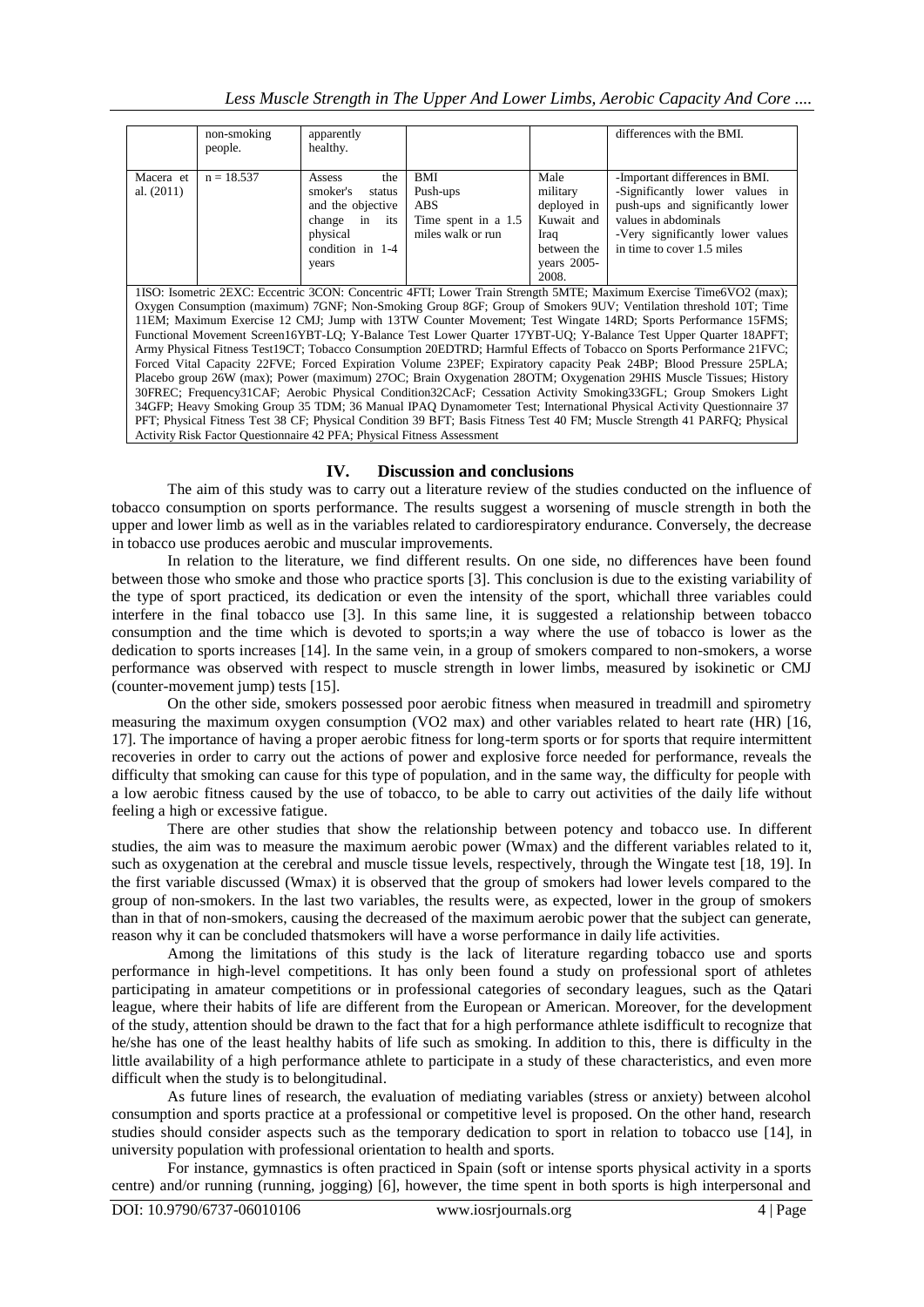|  | non-smoking people. | apparently healthy. |  |  | differences with the BMI. |
|---|---|---|---|---|---|
| Macera et al. (2011) | n = 18.537 | Assess the smoker's status and the objective change in its physical condition in 1-4 years | BMI<br>Push-ups<br>ABS<br>Time spent in a 1.5 miles walk or run | Male military deployed in Kuwait and Iraq between the years 2005-2008. | -Important differences in BMI.<br>-Significantly lower values in push-ups and significantly lower values in abdominals<br>-Very significantly lower values in time to cover 1.5 miles |

1ISO: Isometric 2EXC: Eccentric 3CON: Concentric 4FTI; Lower Train Strength 5MTE; Maximum Exercise Time6VO2 (max); Oxygen Consumption (maximum) 7GNF; Non-Smoking Group 8GF; Group of Smokers 9UV; Ventilation threshold 10T; Time 11EM; Maximum Exercise 12 CMJ; Jump with 13TW Counter Movement; Test Wingate 14RD; Sports Performance 15FMS; Functional Movement Screen16YBT-LQ; Y-Balance Test Lower Quarter 17YBT-UQ; Y-Balance Test Upper Quarter 18APFT; Army Physical Fitness Test19CT; Tobacco Consumption 20EDTRD; Harmful Effects of Tobacco on Sports Performance 21FVC; Forced Vital Capacity 22FVE; Forced Expiration Volume 23PEF; Expiratory capacity Peak 24BP; Blood Pressure 25PLA; Placebo group 26W (max); Power (maximum) 27OC; Brain Oxygenation 28OTM; Oxygenation 29HIS Muscle Tissues; History 30FREC; Frequency31CAF; Aerobic Physical Condition32CAcF; Cessation Activity Smoking33GFL; Group Smokers Light 34GFP; Heavy Smoking Group 35 TDM; 36 Manual IPAQ Dynamometer Test; International Physical Activity Questionnaire 37 PFT; Physical Fitness Test 38 CF; Physical Condition 39 BFT; Basis Fitness Test 40 FM; Muscle Strength 41 PARFQ; Physical Activity Risk Factor Questionnaire 42 PFA; Physical Fitness Assessment

## IV. Discussion and conclusions

The aim of this study was to carry out a literature review of the studies conducted on the influence of tobacco consumption on sports performance. The results suggest a worsening of muscle strength in both the upper and lower limb as well as in the variables related to cardiorespiratory endurance. Conversely, the decrease in tobacco use produces aerobic and muscular improvements.

In relation to the literature, we find different results. On one side, no differences have been found between those who smoke and those who practice sports [3]. This conclusion is due to the existing variability of the type of sport practiced, its dedication or even the intensity of the sport, whichall three variables could interfere in the final tobacco use [3]. In this same line, it is suggested a relationship between tobacco consumption and the time which is devoted to sports;in a way where the use of tobacco is lower as the dedication to sports increases [14]. In the same vein, in a group of smokers compared to non-smokers, a worse performance was observed with respect to muscle strength in lower limbs, measured by isokinetic or CMJ (counter-movement jump) tests [15].

On the other side, smokers possessed poor aerobic fitness when measured in treadmill and spirometry measuring the maximum oxygen consumption (VO2 max) and other variables related to heart rate (HR) [16, 17]. The importance of having a proper aerobic fitness for long-term sports or for sports that require intermittent recoveries in order to carry out the actions of power and explosive force needed for performance, reveals the difficulty that smoking can cause for this type of population, and in the same way, the difficulty for people with a low aerobic fitness caused by the use of tobacco, to be able to carry out activities of the daily life without feeling a high or excessive fatigue.

There are other studies that show the relationship between potency and tobacco use. In different studies, the aim was to measure the maximum aerobic power (Wmax) and the different variables related to it, such as oxygenation at the cerebral and muscle tissue levels, respectively, through the Wingate test [18, 19]. In the first variable discussed (Wmax) it is observed that the group of smokers had lower levels compared to the group of non-smokers. In the last two variables, the results were, as expected, lower in the group of smokers than in that of non-smokers, causing the decreased of the maximum aerobic power that the subject can generate, reason why it can be concluded thatsmokers will have a worse performance in daily life activities.

Among the limitations of this study is the lack of literature regarding tobacco use and sports performance in high-level competitions. It has only been found a study on professional sport of athletes participating in amateur competitions or in professional categories of secondary leagues, such as the Qatari league, where their habits of life are different from the European or American. Moreover, for the development of the study, attention should be drawn to the fact that for a high performance athlete isdifficult to recognize that he/she has one of the least healthy habits of life such as smoking. In addition to this, there is difficulty in the little availability of a high performance athlete to participate in a study of these characteristics, and even more difficult when the study is to belongitudinal.

As future lines of research, the evaluation of mediating variables (stress or anxiety) between alcohol consumption and sports practice at a professional or competitive level is proposed. On the other hand, research studies should consider aspects such as the temporary dedication to sport in relation to tobacco use [14], in university population with professional orientation to health and sports.

For instance, gymnastics is often practiced in Spain (soft or intense sports physical activity in a sports centre) and/or running (running, jogging) [6], however, the time spent in both sports is high interpersonal and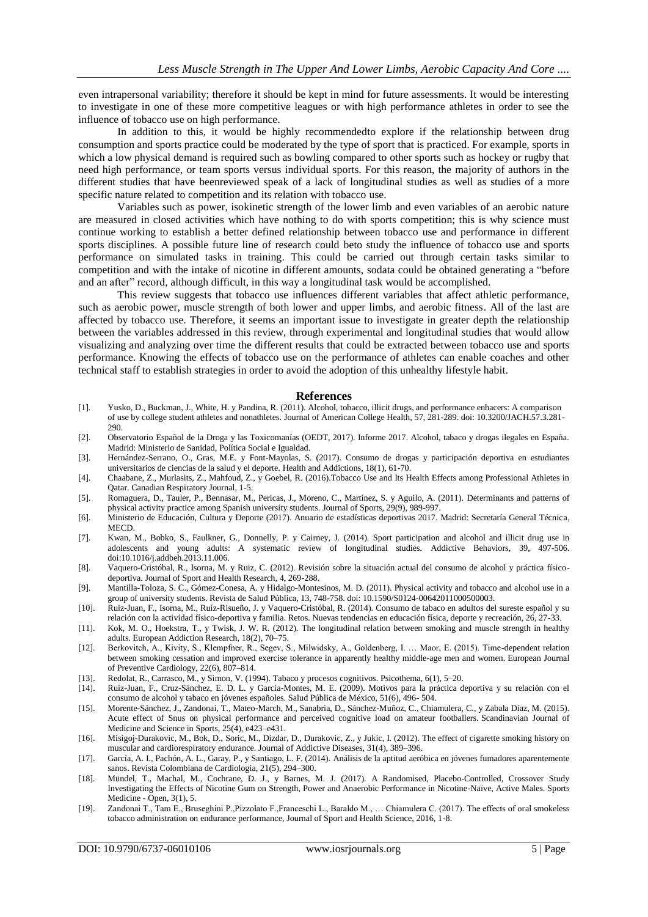even intrapersonal variability; therefore it should be kept in mind for future assessments. It would be interesting to investigate in one of these more competitive leagues or with high performance athletes in order to see the influence of tobacco use on high performance.

In addition to this, it would be highly recommendedto explore if the relationship between drug consumption and sports practice could be moderated by the type of sport that is practiced. For example, sports in which a low physical demand is required such as bowling compared to other sports such as hockey or rugby that need high performance, or team sports versus individual sports. For this reason, the majority of authors in the different studies that have beenreviewed speak of a lack of longitudinal studies as well as studies of a more specific nature related to competition and its relation with tobacco use.

Variables such as power, isokinetic strength of the lower limb and even variables of an aerobic nature are measured in closed activities which have nothing to do with sports competition; this is why science must continue working to establish a better defined relationship between tobacco use and performance in different sports disciplines. A possible future line of research could beto study the influence of tobacco use and sports performance on simulated tasks in training. This could be carried out through certain tasks similar to competition and with the intake of nicotine in different amounts, sodata could be obtained generating a "before and an after" record, although difficult, in this way a longitudinal task would be accomplished.

This review suggests that tobacco use influences different variables that affect athletic performance, such as aerobic power, muscle strength of both lower and upper limbs, and aerobic fitness. All of the last are affected by tobacco use. Therefore, it seems an important issue to investigate in greater depth the relationship between the variables addressed in this review, through experimental and longitudinal studies that would allow visualizing and analyzing over time the different results that could be extracted between tobacco use and sports performance. Knowing the effects of tobacco use on the performance of athletes can enable coaches and other technical staff to establish strategies in order to avoid the adoption of this unhealthy lifestyle habit.

## References

[1]. Yusko, D., Buckman, J., White, H. y Pandina, R. (2011). Alcohol, tobacco, illicit drugs, and performance enhacers: A comparison of use by college student athletes and nonathletes. Journal of American College Health, 57, 281-289. doi: 10.3200/JACH.57.3.281-290.

[2]. Observatorio Español de la Droga y las Toxicomanías (OEDT, 2017). Informe 2017. Alcohol, tabaco y drogas ilegales en España. Madrid: Ministerio de Sanidad, Política Social e Igualdad.

[3]. Hernández-Serrano, O., Gras, M.E. y Font-Mayolas, S. (2017). Consumo de drogas y participación deportiva en estudiantes universitarios de ciencias de la salud y el deporte. Health and Addictions, 18(1), 61-70.

[4]. Chaabane, Z., Murlasits, Z., Mahfoud, Z., y Goebel, R. (2016).Tobacco Use and Its Health Effects among Professional Athletes in Qatar. Canadian Respiratory Journal, 1-5.

[5]. Romaguera, D., Tauler, P., Bennasar, M., Pericas, J., Moreno, C., Martínez, S. y Aguilo, A. (2011). Determinants and patterns of physical activity practice among Spanish university students. Journal of Sports, 29(9), 989-997.

[6]. Ministerio de Educación, Cultura y Deporte (2017). Anuario de estadísticas deportivas 2017. Madrid: Secretaría General Técnica, MECD.

[7]. Kwan, M., Bobko, S., Faulkner, G., Donnelly, P. y Cairney, J. (2014). Sport participation and alcohol and illicit drug use in adolescents and young adults: A systematic review of longitudinal studies. Addictive Behaviors, 39, 497-506. doi:10.1016/j.addbeh.2013.11.006.

[8]. Vaquero-Cristóbal, R., Isorna, M. y Ruiz, C. (2012). Revisión sobre la situación actual del consumo de alcohol y práctica físico-deportiva. Journal of Sport and Health Research, 4, 269-288.

[9]. Mantilla-Toloza, S. C., Gómez-Conesa, A. y Hidalgo-Montesinos, M. D. (2011). Physical activity and tobacco and alcohol use in a group of university students. Revista de Salud Pública, 13, 748-758. doi: 10.1590/S0124-00642011000500003.

[10]. Ruiz-Juan, F., Isorna, M., Ruíz-Risueño, J. y Vaquero-Cristóbal, R. (2014). Consumo de tabaco en adultos del sureste español y su relación con la actividad físico-deportiva y familia. Retos. Nuevas tendencias en educación física, deporte y recreación, 26, 27-33.

[11]. Kok, M. O., Hoekstra, T., y Twisk, J. W. R. (2012). The longitudinal relation between smoking and muscle strength in healthy adults. European Addiction Research, 18(2), 70–75.

[12]. Berkovitch, A., Kivity, S., Klempfner, R., Segev, S., Milwidsky, A., Goldenberg, I. … Maor, E. (2015). Time-dependent relation between smoking cessation and improved exercise tolerance in apparently healthy middle-age men and women. European Journal of Preventive Cardiology, 22(6), 807–814.

[13]. Redolat, R., Carrasco, M., y Simon, V. (1994). Tabaco y procesos cognitivos. Psicothema, 6(1), 5–20.

[14]. Ruiz-Juan, F., Cruz-Sánchez, E. D. L. y García-Montes, M. E. (2009). Motivos para la práctica deportiva y su relación con el consumo de alcohol y tabaco en jóvenes españoles. Salud Pública de México, 51(6), 496- 504.

[15]. Morente-Sánchez, J., Zandonai, T., Mateo-March, M., Sanabria, D., Sánchez-Muñoz, C., Chiamulera, C., y Zabala Díaz, M. (2015). Acute effect of Snus on physical performance and perceived cognitive load on amateur footballers. Scandinavian Journal of Medicine and Science in Sports, 25(4), e423–e431.

[16]. Misigoj-Durakovic, M., Bok, D., Soric, M., Dizdar, D., Durakovic, Z., y Jukic, I. (2012). The effect of cigarette smoking history on muscular and cardiorespiratory endurance. Journal of Addictive Diseases, 31(4), 389–396.

[17]. García, A. I., Pachón, A. L., Garay, P., y Santiago, L. F. (2014). Análisis de la aptitud aeróbica en jóvenes fumadores aparentemente sanos. Revista Colombiana de Cardiologia, 21(5), 294–300.

[18]. Mündel, T., Machal, M., Cochrane, D. J., y Barnes, M. J. (2017). A Randomised, Placebo-Controlled, Crossover Study Investigating the Effects of Nicotine Gum on Strength, Power and Anaerobic Performance in Nicotine-Naïve, Active Males. Sports Medicine - Open, 3(1), 5.

[19]. Zandonai T., Tam E., Bruseghini P.,Pizzolato F.,Franceschi L., Baraldo M., … Chiamulera C. (2017). The effects of oral smokeless tobacco administration on endurance performance, Journal of Sport and Health Science, 2016, 1-8.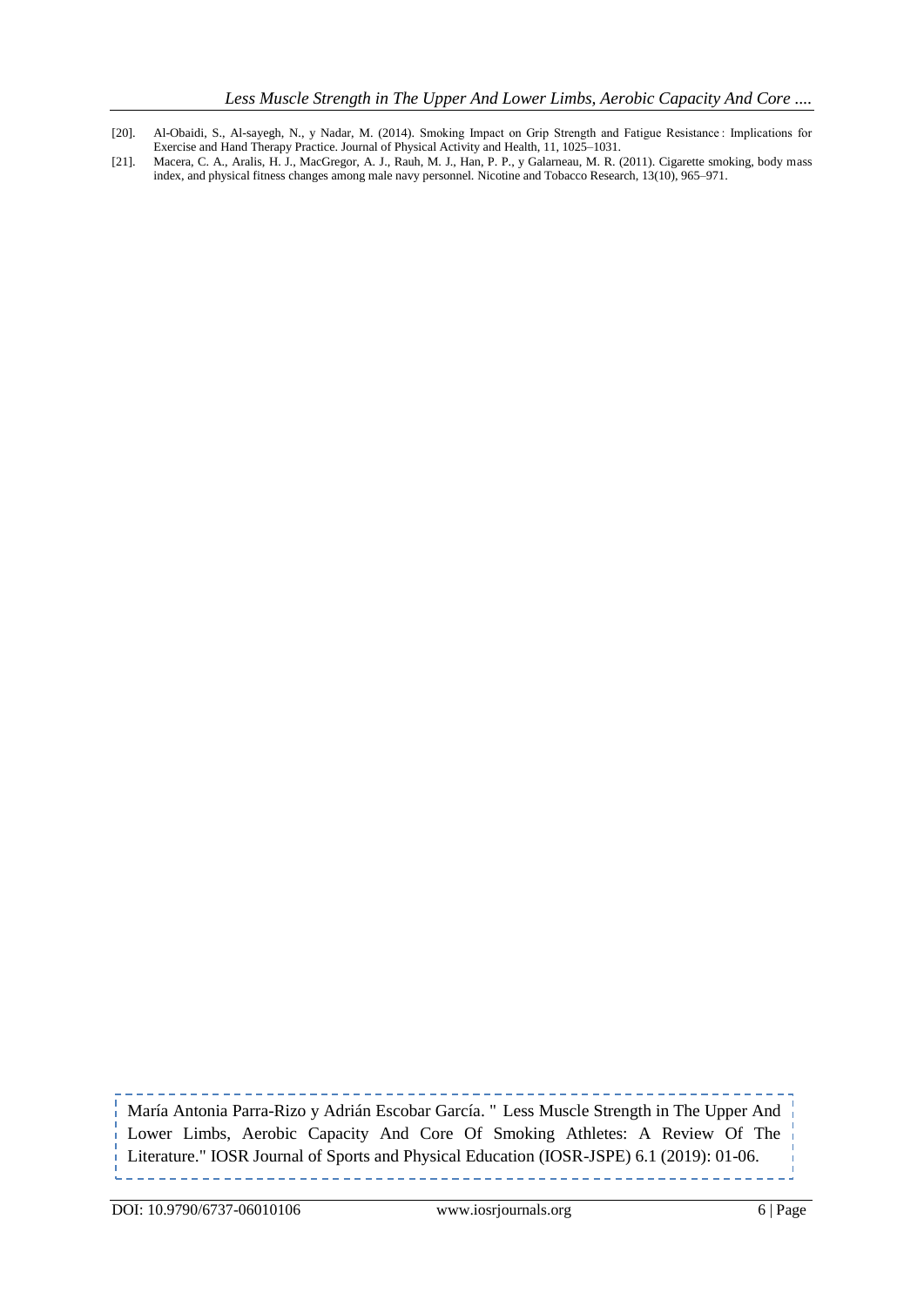[20]. Al-Obaidi, S., Al-sayegh, N., y Nadar, M. (2014). Smoking Impact on Grip Strength and Fatigue Resistance : Implications for Exercise and Hand Therapy Practice. Journal of Physical Activity and Health, 11, 1025–1031.

[21]. Macera, C. A., Aralis, H. J., MacGregor, A. J., Rauh, M. J., Han, P. P., y Galarneau, M. R. (2011). Cigarette smoking, body mass index, and physical fitness changes among male navy personnel. Nicotine and Tobacco Research, 13(10), 965–971.

María Antonia Parra-Rizo y Adrián Escobar García. " Less Muscle Strength in The Upper And Lower Limbs, Aerobic Capacity And Core Of Smoking Athletes: A Review Of The Literature." IOSR Journal of Sports and Physical Education (IOSR-JSPE) 6.1 (2019): 01-06.